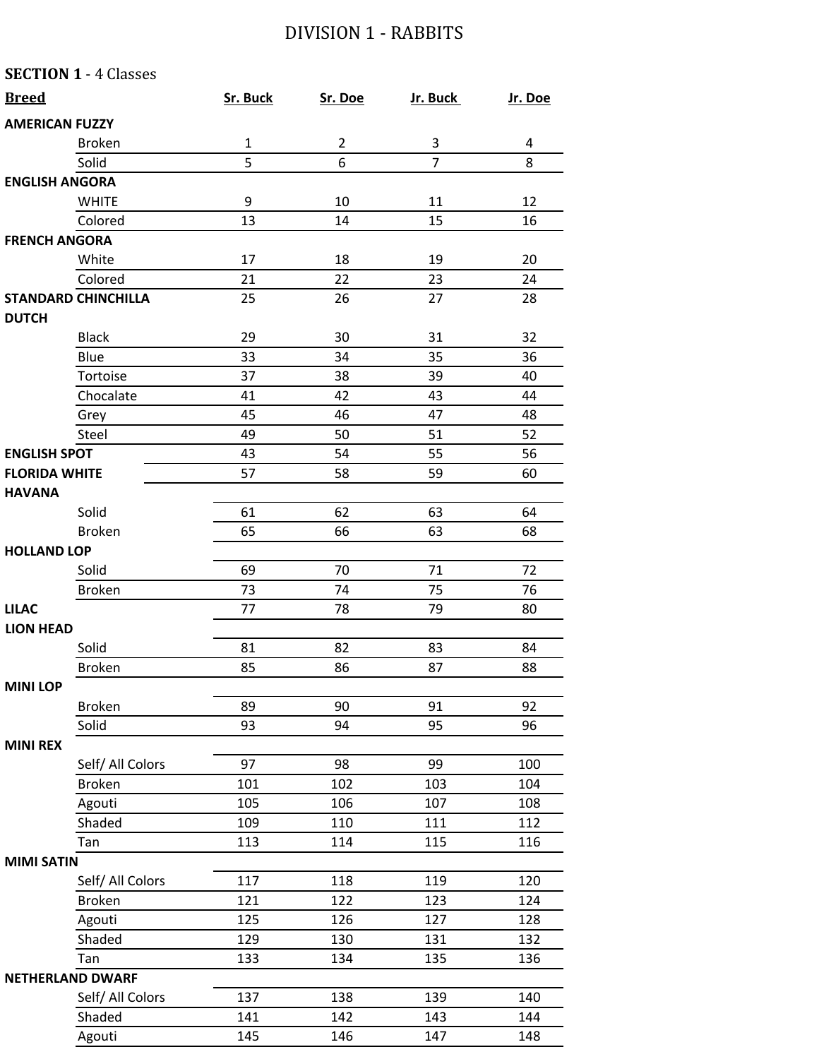# DIVISION 1 - RABBITS

**SECTION 1** - 4 Classes

| Breed | | Sr. Buck | Sr. Doe | Jr. Buck | Jr. Doe |
|---|---|---|---|---|---|
| **AMERICAN FUZZY** | | | | | |
| | Broken | 1 | 2 | 3 | 4 |
| | Solid | 5 | 6 | 7 | 8 |
| **ENGLISH ANGORA** | | | | | |
| | WHITE | 9 | 10 | 11 | 12 |
| | Colored | 13 | 14 | 15 | 16 |
| **FRENCH ANGORA** | | | | | |
| | White | 17 | 18 | 19 | 20 |
| | Colored | 21 | 22 | 23 | 24 |
| **STANDARD CHINCHILLA** | | 25 | 26 | 27 | 28 |
| **DUTCH** | | | | | |
| | Black | 29 | 30 | 31 | 32 |
| | Blue | 33 | 34 | 35 | 36 |
| | Tortoise | 37 | 38 | 39 | 40 |
| | Chocalate | 41 | 42 | 43 | 44 |
| | Grey | 45 | 46 | 47 | 48 |
| | Steel | 49 | 50 | 51 | 52 |
| **ENGLISH SPOT** | | 43 | 54 | 55 | 56 |
| **FLORIDA WHITE** | | 57 | 58 | 59 | 60 |
| **HAVANA** | | | | | |
| | Solid | 61 | 62 | 63 | 64 |
| | Broken | 65 | 66 | 63 | 68 |
| **HOLLAND LOP** | | | | | |
| | Solid | 69 | 70 | 71 | 72 |
| | Broken | 73 | 74 | 75 | 76 |
| **LILAC** | | 77 | 78 | 79 | 80 |
| **LION HEAD** | | | | | |
| | Solid | 81 | 82 | 83 | 84 |
| | Broken | 85 | 86 | 87 | 88 |
| **MINI LOP** | | | | | |
| | Broken | 89 | 90 | 91 | 92 |
| | Solid | 93 | 94 | 95 | 96 |
| **MINI REX** | | | | | |
| | Self/ All Colors | 97 | 98 | 99 | 100 |
| | Broken | 101 | 102 | 103 | 104 |
| | Agouti | 105 | 106 | 107 | 108 |
| | Shaded | 109 | 110 | 111 | 112 |
| | Tan | 113 | 114 | 115 | 116 |
| **MIMI SATIN** | | | | | |
| | Self/ All Colors | 117 | 118 | 119 | 120 |
| | Broken | 121 | 122 | 123 | 124 |
| | Agouti | 125 | 126 | 127 | 128 |
| | Shaded | 129 | 130 | 131 | 132 |
| | Tan | 133 | 134 | 135 | 136 |
| **NETHERLAND DWARF** | | | | | |
| | Self/ All Colors | 137 | 138 | 139 | 140 |
| | Shaded | 141 | 142 | 143 | 144 |
| | Agouti | 145 | 146 | 147 | 148 |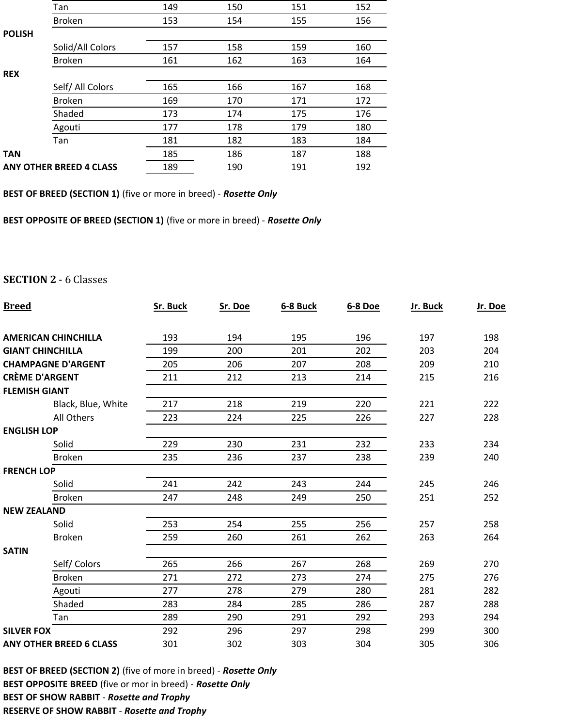| | | | | |
|---|---|---|---|---|
| | Tan | 149 | 150 | 151 | 152 |
| | Broken | 153 | 154 | 155 | 156 |
| **POLISH** | | | | | |
| | Solid/All Colors | 157 | 158 | 159 | 160 |
| | Broken | 161 | 162 | 163 | 164 |
| **REX** | | | | | |
| | Self/ All Colors | 165 | 166 | 167 | 168 |
| | Broken | 169 | 170 | 171 | 172 |
| | Shaded | 173 | 174 | 175 | 176 |
| | Agouti | 177 | 178 | 179 | 180 |
| | Tan | 181 | 182 | 183 | 184 |
| **TAN** | | 185 | 186 | 187 | 188 |
| **ANY OTHER BREED 4 CLASS** | | 189 | 190 | 191 | 192 |

**BEST OF BREED (SECTION 1)** (five or more in breed) - ***Rosette Only***

**BEST OPPOSITE OF BREED (SECTION 1)** (five or more in breed) - ***Rosette Only***

## SECTION 2 - 6 Classes

| Breed | | Sr. Buck | Sr. Doe | 6-8 Buck | 6-8 Doe | Jr. Buck | Jr. Doe |
|---|---|---|---|---|---|---|---|
| **AMERICAN CHINCHILLA** | | 193 | 194 | 195 | 196 | 197 | 198 |
| **GIANT CHINCHILLA** | | 199 | 200 | 201 | 202 | 203 | 204 |
| **CHAMPAGNE D'ARGENT** | | 205 | 206 | 207 | 208 | 209 | 210 |
| **CRÈME D'ARGENT** | | 211 | 212 | 213 | 214 | 215 | 216 |
| **FLEMISH GIANT** | | | | | | | |
| | Black, Blue, White | 217 | 218 | 219 | 220 | 221 | 222 |
| | All Others | 223 | 224 | 225 | 226 | 227 | 228 |
| **ENGLISH LOP** | | | | | | | |
| | Solid | 229 | 230 | 231 | 232 | 233 | 234 |
| | Broken | 235 | 236 | 237 | 238 | 239 | 240 |
| **FRENCH LOP** | | | | | | | |
| | Solid | 241 | 242 | 243 | 244 | 245 | 246 |
| | Broken | 247 | 248 | 249 | 250 | 251 | 252 |
| **NEW ZEALAND** | | | | | | | |
| | Solid | 253 | 254 | 255 | 256 | 257 | 258 |
| | Broken | 259 | 260 | 261 | 262 | 263 | 264 |
| **SATIN** | | | | | | | |
| | Self/ Colors | 265 | 266 | 267 | 268 | 269 | 270 |
| | Broken | 271 | 272 | 273 | 274 | 275 | 276 |
| | Agouti | 277 | 278 | 279 | 280 | 281 | 282 |
| | Shaded | 283 | 284 | 285 | 286 | 287 | 288 |
| | Tan | 289 | 290 | 291 | 292 | 293 | 294 |
| **SILVER FOX** | | 292 | 296 | 297 | 298 | 299 | 300 |
| **ANY OTHER BREED 6 CLASS** | | 301 | 302 | 303 | 304 | 305 | 306 |

**BEST OF BREED (SECTION 2)** (five of more in breed) - ***Rosette Only***
**BEST OPPOSITE BREED** (five or mor in breed) - ***Rosette Only***
**BEST OF SHOW RABBIT** - ***Rosette and Trophy***
**RESERVE OF SHOW RABBIT** - ***Rosette and Trophy***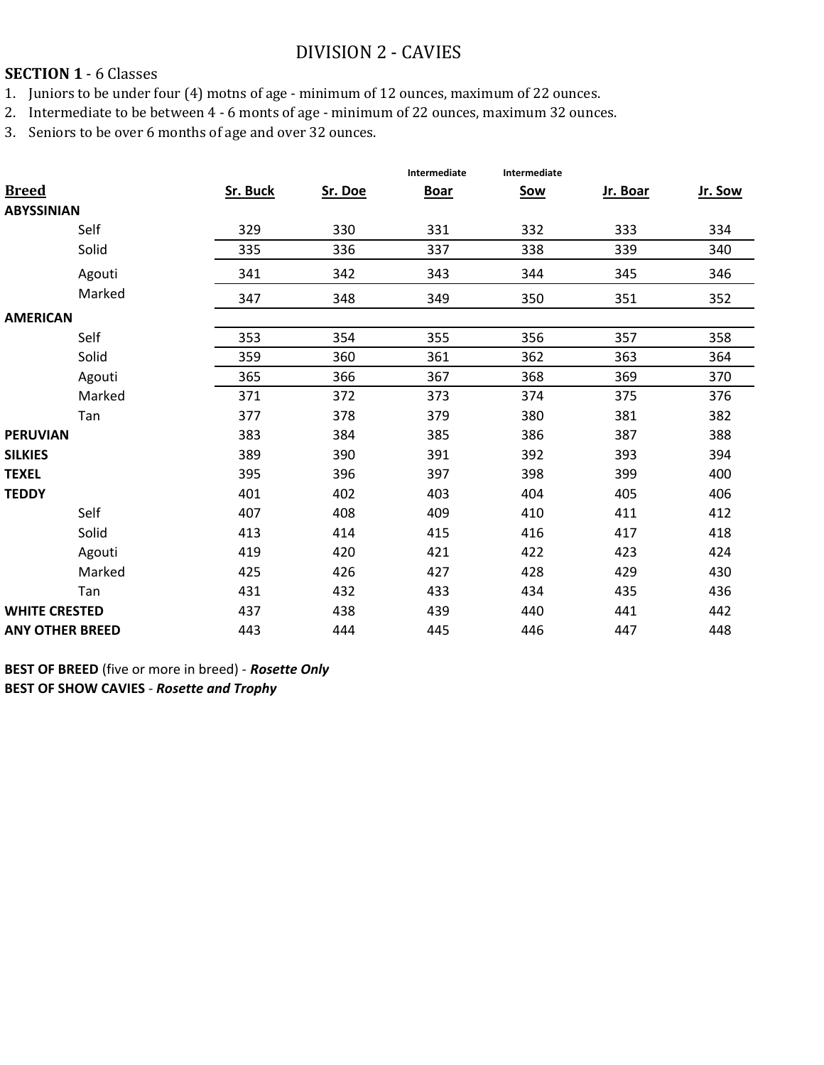# DIVISION 2 - CAVIES

**SECTION 1** - 6 Classes

1. Juniors to be under four (4) motns of age - minimum of 12 ounces, maximum of 22 ounces.
2. Intermediate to be between 4 - 6 monts of age - minimum of 22 ounces, maximum 32 ounces.
3. Seniors to be over 6 months of age and over 32 ounces.

| Breed | | Sr. Buck | Sr. Doe | Intermediate Boar | Intermediate Sow | Jr. Boar | Jr. Sow |
|---|---|---|---|---|---|---|---|
| **ABYSSINIAN** | | | | | | | |
| | Self | 329 | 330 | 331 | 332 | 333 | 334 |
| | Solid | 335 | 336 | 337 | 338 | 339 | 340 |
| | Agouti | 341 | 342 | 343 | 344 | 345 | 346 |
| | Marked | 347 | 348 | 349 | 350 | 351 | 352 |
| **AMERICAN** | | | | | | | |
| | Self | 353 | 354 | 355 | 356 | 357 | 358 |
| | Solid | 359 | 360 | 361 | 362 | 363 | 364 |
| | Agouti | 365 | 366 | 367 | 368 | 369 | 370 |
| | Marked | 371 | 372 | 373 | 374 | 375 | 376 |
| | Tan | 377 | 378 | 379 | 380 | 381 | 382 |
| **PERUVIAN** | | 383 | 384 | 385 | 386 | 387 | 388 |
| **SILKIES** | | 389 | 390 | 391 | 392 | 393 | 394 |
| **TEXEL** | | 395 | 396 | 397 | 398 | 399 | 400 |
| **TEDDY** | | 401 | 402 | 403 | 404 | 405 | 406 |
| | Self | 407 | 408 | 409 | 410 | 411 | 412 |
| | Solid | 413 | 414 | 415 | 416 | 417 | 418 |
| | Agouti | 419 | 420 | 421 | 422 | 423 | 424 |
| | Marked | 425 | 426 | 427 | 428 | 429 | 430 |
| | Tan | 431 | 432 | 433 | 434 | 435 | 436 |
| **WHITE CRESTED** | | 437 | 438 | 439 | 440 | 441 | 442 |
| **ANY OTHER BREED** | | 443 | 444 | 445 | 446 | 447 | 448 |

**BEST OF BREED** (five or more in breed) - ***Rosette Only***

**BEST OF SHOW CAVIES** - ***Rosette and Trophy***